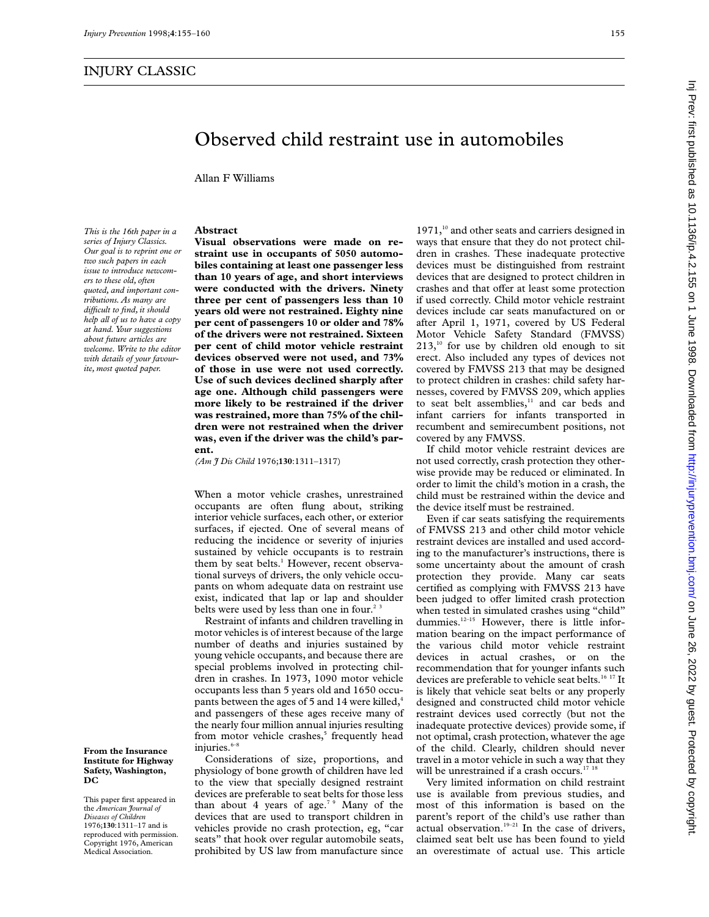INJURY CLASSIC

# Observed child restraint use in automobiles

Allan F Williams

*This is the 16th paper in a series of Injury Classics. Our goal is to reprint one or two such papers in each issue to introduce newcomers to these old, often quoted, and important contributions. As many are difficult to find, it should help all of us to have a copy at hand. Your suggestions about future articles are welcome. Write to the editor with details of your favourite, most quoted paper.*

**From the Insurance Institute for Highway Safety, Washington, DC**

This paper first appeared in the *American Journal of Diseases of Children* 1976;**130**:1311–17 and is reproduced with permission. Copyright 1976, American Medical Association.

## Abstract

**Visual observations were made on restraint use in occupants of 5050 automobiles containing at least one passenger less than 10 years of age, and short interviews were conducted with the drivers. Ninety three per cent of passengers less than 10 years old were not restrained. Eighty nine per cent of passengers 10 or older and 78% of the drivers were not restrained. Sixteen per cent of child motor vehicle restraint devices observed were not used, and 73% of those in use were not used correctly. Use of such devices declined sharply after age one. Although child passengers were more likely to be restrained if the driver was restrained, more than 75% of the children were not restrained when the driver was, even if the driver was the child's parent.**

*(Am J Dis Child* 1976;**130**:1311–1317)

When a motor vehicle crashes, unrestrained occupants are often flung about, striking interior vehicle surfaces, each other, or exterior surfaces, if ejected. One of several means of reducing the incidence or severity of injuries sustained by vehicle occupants is to restrain them by seat belts.[1] However, recent observational surveys of drivers, the only vehicle occupants on whom adequate data on restraint use exist, indicated that lap or lap and shoulder belts were used by less than one in four.[2 3]

Restraint of infants and children travelling in motor vehicles is of interest because of the large number of deaths and injuries sustained by young vehicle occupants, and because there are special problems involved in protecting children in crashes. In 1973, 1090 motor vehicle occupants less than 5 years old and 1650 occupants between the ages of 5 and 14 were killed,[4] and passengers of these ages receive many of the nearly four million annual injuries resulting from motor vehicle crashes,[5] frequently head injuries.[6–8]

Considerations of size, proportions, and physiology of bone growth of children have led to the view that specially designed restraint devices are preferable to seat belts for those less than about 4 years of age.[7 9] Many of the devices that are used to transport children in vehicles provide no crash protection, eg, "car seats" that hook over regular automobile seats, prohibited by US law from manufacture since 1971,[10] and other seats and carriers designed in ways that ensure that they do not protect children in crashes. These inadequate protective devices must be distinguished from restraint devices that are designed to protect children in crashes and that offer at least some protection if used correctly. Child motor vehicle restraint devices include car seats manufactured on or after April 1, 1971, covered by US Federal Motor Vehicle Safety Standard (FMVSS) 213,[10] for use by children old enough to sit erect. Also included any types of devices not covered by FMVSS 213 that may be designed to protect children in crashes: child safety harnesses, covered by FMVSS 209, which applies to seat belt assemblies,[11] and car beds and infant carriers for infants transported in recumbent and semirecumbent positions, not covered by any FMVSS.

If child motor vehicle restraint devices are not used correctly, crash protection they otherwise provide may be reduced or eliminated. In order to limit the child's motion in a crash, the child must be restrained within the device and the device itself must be restrained.

Even if car seats satisfying the requirements of FMVSS 213 and other child motor vehicle restraint devices are installed and used according to the manufacturer's instructions, there is some uncertainty about the amount of crash protection they provide. Many car seats certified as complying with FMVSS 213 have been judged to offer limited crash protection when tested in simulated crashes using "child" dummies.[12–15] However, there is little information bearing on the impact performance of the various child motor vehicle restraint devices in actual crashes, or on the recommendation that for younger infants such devices are preferable to vehicle seat belts.[16 17] It is likely that vehicle seat belts or any properly designed and constructed child motor vehicle restraint devices used correctly (but not the inadequate protective devices) provide some, if not optimal, crash protection, whatever the age of the child. Clearly, children should never travel in a motor vehicle in such a way that they will be unrestrained if a crash occurs.[17 18]

Very limited information on child restraint use is available from previous studies, and most of this information is based on the parent's report of the child's use rather than actual observation.[19–21] In the case of drivers, claimed seat belt use has been found to yield an overestimate of actual use. This article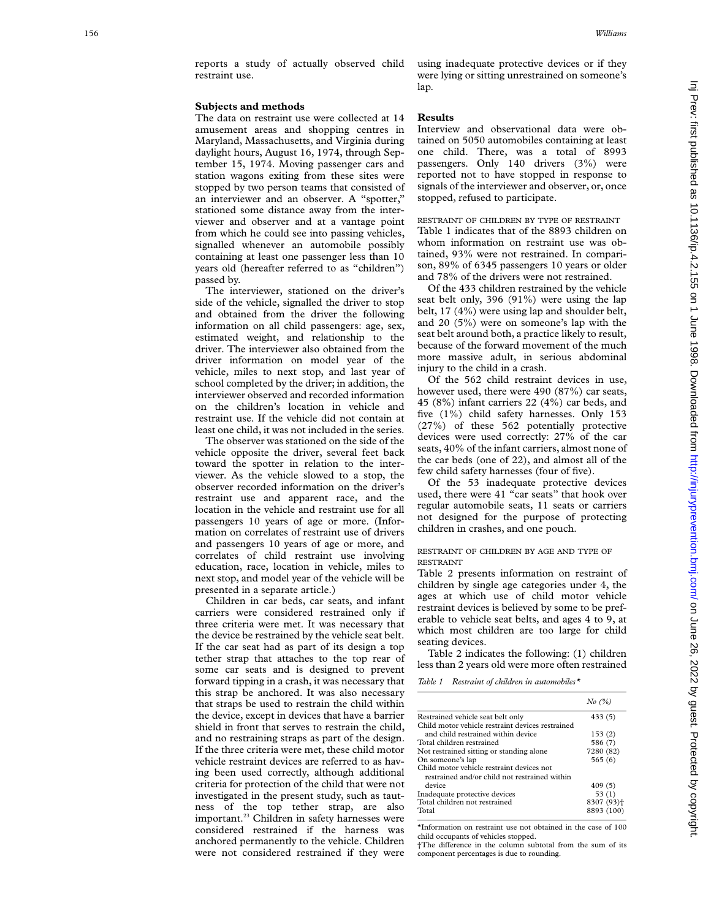reports a study of actually observed child restraint use.

## Subjects and methods

The data on restraint use were collected at 14 amusement areas and shopping centres in Maryland, Massachusetts, and Virginia during daylight hours, August 16, 1974, through September 15, 1974. Moving passenger cars and station wagons exiting from these sites were stopped by two person teams that consisted of an interviewer and an observer. A "spotter," stationed some distance away from the interviewer and observer and at a vantage point from which he could see into passing vehicles, signalled whenever an automobile possibly containing at least one passenger less than 10 years old (hereafter referred to as "children") passed by.

The interviewer, stationed on the driver's side of the vehicle, signalled the driver to stop and obtained from the driver the following information on all child passengers: age, sex, estimated weight, and relationship to the driver. The interviewer also obtained from the driver information on model year of the vehicle, miles to next stop, and last year of school completed by the driver; in addition, the interviewer observed and recorded information on the children's location in vehicle and restraint use. If the vehicle did not contain at least one child, it was not included in the series.

The observer was stationed on the side of the vehicle opposite the driver, several feet back toward the spotter in relation to the interviewer. As the vehicle slowed to a stop, the observer recorded information on the driver's restraint use and apparent race, and the location in the vehicle and restraint use for all passengers 10 years of age or more. (Information on correlates of restraint use of drivers and passengers 10 years of age or more, and correlates of child restraint use involving education, race, location in vehicle, miles to next stop, and model year of the vehicle will be presented in a separate article.)

Children in car beds, car seats, and infant carriers were considered restrained only if three criteria were met. It was necessary that the device be restrained by the vehicle seat belt. If the car seat had as part of its design a top tether strap that attaches to the top rear of some car seats and is designed to prevent forward tipping in a crash, it was necessary that this strap be anchored. It was also necessary that straps be used to restrain the child within the device, except in devices that have a barrier shield in front that serves to restrain the child, and no restraining straps as part of the design. If the three criteria were met, these child motor vehicle restraint devices are referred to as having been used correctly, although additional criteria for protection of the child that were not investigated in the present study, such as tautness of the top tether strap, are also important.[23] Children in safety harnesses were considered restrained if the harness was anchored permanently to the vehicle. Children were not considered restrained if they were using inadequate protective devices or if they were lying or sitting unrestrained on someone's lap.

## Results

Interview and observational data were obtained on 5050 automobiles containing at least one child. There, was a total of 8993 passengers. Only 140 drivers (3%) were reported not to have stopped in response to signals of the interviewer and observer, or, once stopped, refused to participate.

### Restraint of children by type of restraint

Table 1 indicates that of the 8893 children on whom information on restraint use was obtained, 93% were not restrained. In comparison, 89% of 6345 passengers 10 years or older and 78% of the drivers were not restrained.

Of the 433 children restrained by the vehicle seat belt only, 396 (91%) were using the lap belt, 17 (4%) were using lap and shoulder belt, and 20 (5%) were on someone's lap with the seat belt around both, a practice likely to result, because of the forward movement of the much more massive adult, in serious abdominal injury to the child in a crash.

Of the 562 child restraint devices in use, however used, there were 490 (87%) car seats, 45 (8%) infant carriers 22 (4%) car beds, and five (1%) child safety harnesses. Only 153 (27%) of these 562 potentially protective devices were used correctly: 27% of the car seats, 40% of the infant carriers, almost none of the car beds (one of 22), and almost all of the few child safety harnesses (four of five).

Of the 53 inadequate protective devices used, there were 41 "car seats" that hook over regular automobile seats, 11 seats or carriers not designed for the purpose of protecting children in crashes, and one pouch.

### Restraint of children by age and type of restraint

Table 2 presents information on restraint of children by single age categories under 4, the ages at which use of child motor vehicle restraint devices is believed by some to be preferable to vehicle seat belts, and ages 4 to 9, at which most children are too large for child seating devices.

Table 2 indicates the following: (1) children less than 2 years old were more often restrained

*Table 1 Restraint of children in automobiles\**

| | No (%) |
|---|---|
| Restrained vehicle seat belt only | 433 (5) |
| Child motor vehicle restraint devices restrained and child restrained within device | 153 (2) |
| Total children restrained | 586 (7) |
| Not restrained sitting or standing alone | 7280 (82) |
| On someone's lap | 565 (6) |
| Child motor vehicle restraint devices not restrained and/or child not restrained within device | 409 (5) |
| Inadequate protective devices | 53 (1) |
| Total children not restrained | 8307 (93)† |
| Total | 8893 (100) |

\*Information on restraint use not obtained in the case of 100 child occupants of vehicles stopped.
†The difference in the column subtotal from the sum of its component percentages is due to rounding.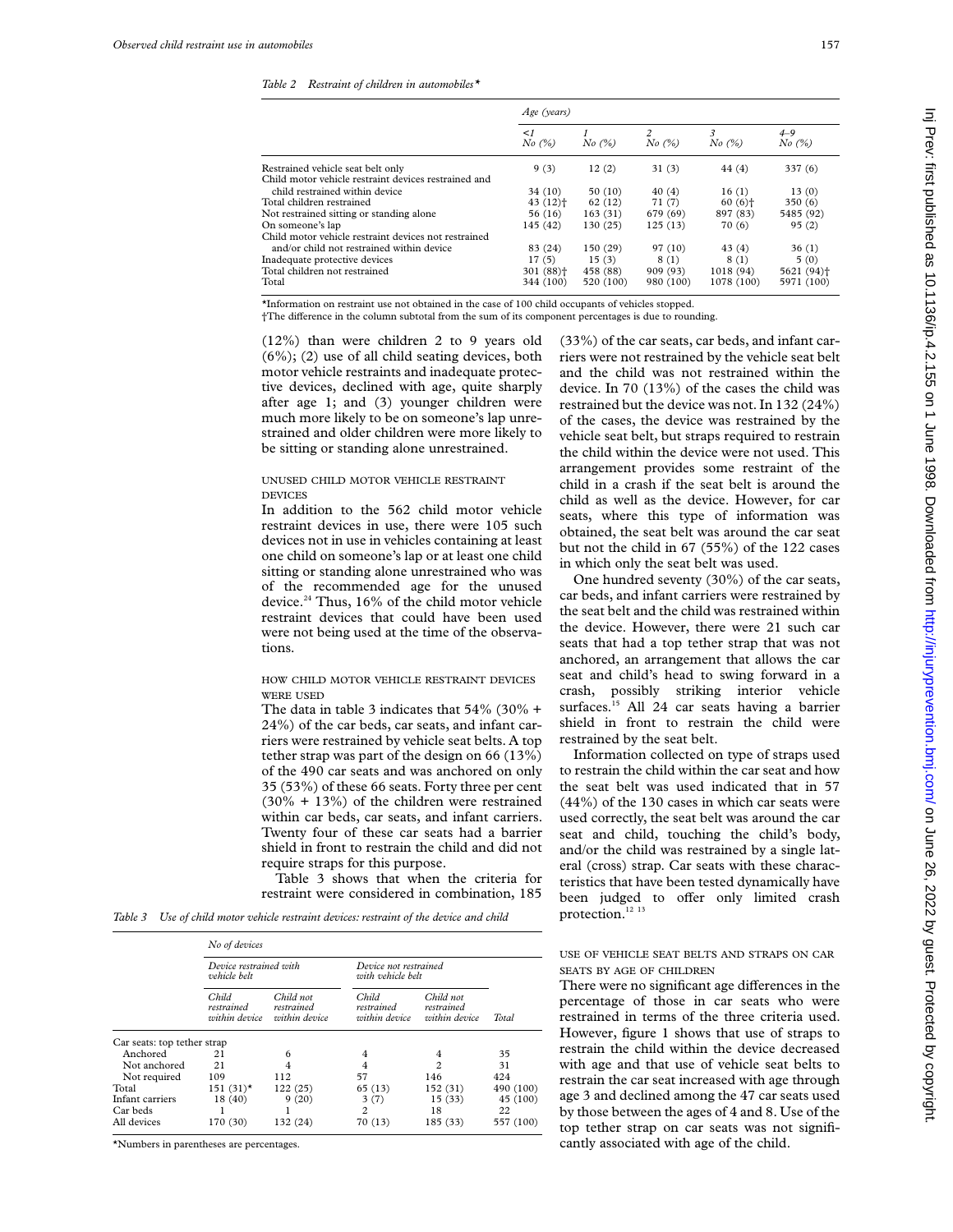*Table 2 Restraint of children in automobiles**

| | Age (years) | | | | |
|---|---|---|---|---|---|
| | <1 No (%) | 1 No (%) | 2 No (%) | 3 No (%) | 4–9 No (%) |
| Restrained vehicle seat belt only | 9 (3) | 12 (2) | 31 (3) | 44 (4) | 337 (6) |
| Child motor vehicle restraint devices restrained and child restrained within device | 34 (10) | 50 (10) | 40 (4) | 16 (1) | 13 (0) |
| Total children restrained | 43 (12)† | 62 (12) | 71 (7) | 60 (6)† | 350 (6) |
| Not restrained sitting or standing alone | 56 (16) | 163 (31) | 679 (69) | 897 (83) | 5485 (92) |
| On someone's lap | 145 (42) | 130 (25) | 125 (13) | 70 (6) | 95 (2) |
| Child motor vehicle restraint devices not restrained and/or child not restrained within device | 83 (24) | 150 (29) | 97 (10) | 43 (4) | 36 (1) |
| Inadequate protective devices | 17 (5) | 15 (3) | 8 (1) | 8 (1) | 5 (0) |
| Total children not restrained | 301 (88)† | 458 (88) | 909 (93) | 1018 (94) | 5621 (94)† |
| Total | 344 (100) | 520 (100) | 980 (100) | 1078 (100) | 5971 (100) |

*Information on restraint use not obtained in the case of 100 child occupants of vehicles stopped.
†The difference in the column subtotal from the sum of its component percentages is due to rounding.

(12%) than were children 2 to 9 years old (6%); (2) use of all child seating devices, both motor vehicle restraints and inadequate protective devices, declined with age, quite sharply after age 1; and (3) younger children were much more likely to be on someone's lap unrestrained and older children were more likely to be sitting or standing alone unrestrained.

### UNUSED CHILD MOTOR VEHICLE RESTRAINT DEVICES

In addition to the 562 child motor vehicle restraint devices in use, there were 105 such devices not in use in vehicles containing at least one child on someone's lap or at least one child sitting or standing alone unrestrained who was of the recommended age for the unused device.[24] Thus, 16% of the child motor vehicle restraint devices that could have been used were not being used at the time of the observations.

### HOW CHILD MOTOR VEHICLE RESTRAINT DEVICES WERE USED

The data in table 3 indicates that 54% (30% + 24%) of the car beds, car seats, and infant carriers were restrained by vehicle seat belts. A top tether strap was part of the design on 66 (13%) of the 490 car seats and was anchored on only 35 (53%) of these 66 seats. Forty three per cent (30% + 13%) of the children were restrained within car beds, car seats, and infant carriers. Twenty four of these car seats had a barrier shield in front to restrain the child and did not require straps for this purpose.

Table 3 shows that when the criteria for restraint were considered in combination, 185 (33%) of the car seats, car beds, and infant carriers were not restrained by the vehicle seat belt and the child was not restrained within the device. In 70 (13%) of the cases the child was restrained but the device was not. In 132 (24%) of the cases, the device was restrained by the vehicle seat belt, but straps required to restrain the child within the device were not used. This arrangement provides some restraint of the child in a crash if the seat belt is around the child as well as the device. However, for car seats, where this type of information was obtained, the seat belt was around the car seat but not the child in 67 (55%) of the 122 cases in which only the seat belt was used.

One hundred seventy (30%) of the car seats, car beds, and infant carriers were restrained by the seat belt and the child was restrained within the device. However, there were 21 such car seats that had a top tether strap that was not anchored, an arrangement that allows the car seat and child's head to swing forward in a crash, possibly striking interior vehicle surfaces.[15] All 24 car seats having a barrier shield in front to restrain the child were restrained by the seat belt.

Information collected on type of straps used to restrain the child within the car seat and how the seat belt was used indicated that in 57 (44%) of the 130 cases in which car seats were used correctly, the seat belt was around the car seat and child, touching the child's body, and/or the child was restrained by a single lateral (cross) strap. Car seats with these characteristics that have been tested dynamically have been judged to offer only limited crash protection.[12 13]

*Table 3 Use of child motor vehicle restraint devices: restraint of the device and child*

| | No of devices | | | | |
|---|---|---|---|---|---|
| | Device restrained with vehicle belt | | Device not restrained with vehicle belt | | |
| | Child restrained within device | Child not restrained within device | Child restrained within device | Child not restrained within device | Total |
| Car seats: top tether strap | | | | | |
| Anchored | 21 | 6 | 4 | 4 | 35 |
| Not anchored | 21 | 4 | 4 | 2 | 31 |
| Not required | 109 | 112 | 57 | 146 | 424 |
| Total | 151 (31)* | 122 (25) | 65 (13) | 152 (31) | 490 (100) |
| Infant carriers | 18 (40) | 9 (20) | 3 (7) | 15 (33) | 45 (100) |
| Car beds | 1 | 1 | 2 | 18 | 22 |
| All devices | 170 (30) | 132 (24) | 70 (13) | 185 (33) | 557 (100) |

*Numbers in parentheses are percentages.

### USE OF VEHICLE SEAT BELTS AND STRAPS ON CAR SEATS BY AGE OF CHILDREN

There were no significant age differences in the percentage of those in car seats who were restrained in terms of the three criteria used. However, figure 1 shows that use of straps to restrain the child within the device decreased with age and that use of vehicle seat belts to restrain the car seat increased with age through age 3 and declined among the 47 car seats used by those between the ages of 4 and 8. Use of the top tether strap on car seats was not significantly associated with age of the child.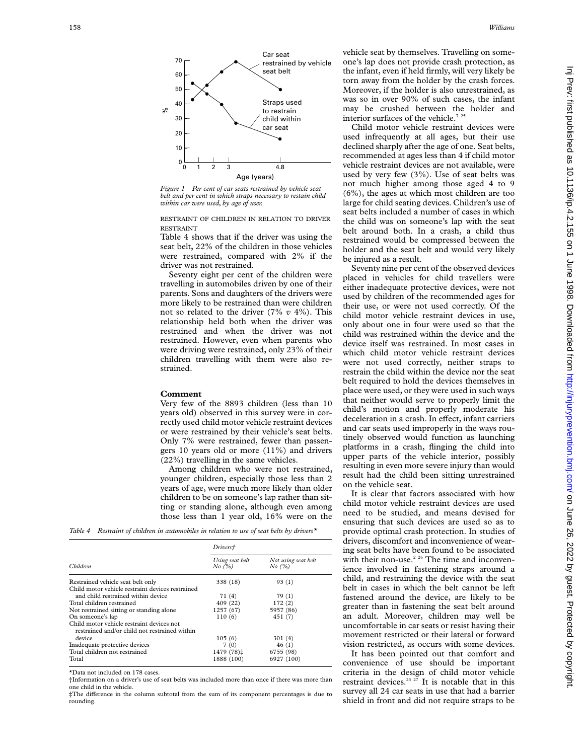*Figure 1 Per cent of car seats restrained by vehicle seat belt and per cent in which straps necessary to restain child within car were used, by age of user.*

RESTRAINT OF CHILDREN IN RELATION TO DRIVER RESTRAINT

Table 4 shows that if the driver was using the seat belt, 22% of the children in those vehicles were restrained, compared with 2% if the driver was not restrained.

Seventy eight per cent of the children were travelling in automobiles driven by one of their parents. Sons and daughters of the drivers were more likely to be restrained than were children not so related to the driver (7% *v* 4%). This relationship held both when the driver was restrained and when the driver was not restrained. However, even when parents who were driving were restrained, only 23% of their children travelling with them were also restrained.

## Comment

Very few of the 8893 children (less than 10 years old) observed in this survey were in correctly used child motor vehicle restraint devices or were restrained by their vehicle's seat belts. Only 7% were restrained, fewer than passengers 10 years old or more (11%) and drivers (22%) travelling in the same vehicles.

Among children who were not restrained, younger children, especially those less than 2 years of age, were much more likely than older children to be on someone's lap rather than sitting or standing alone, although even among those less than 1 year old, 16% were on the vehicle seat by themselves. Travelling on someone's lap does not provide crash protection, as the infant, even if held firmly, will very likely be torn away from the holder by the crash forces. Moreover, if the holder is also unrestrained, as was so in over 90% of such cases, the infant may be crushed between the holder and interior surfaces of the vehicle.[7 25]

*Table 4 Restraint of children in automobiles in relation to use of seat belts by drivers\**

| Children | Drivers† | |
|---|---|---|
| | Using seat belt No (%) | Not using seat belt No (%) |
| Restrained vehicle seat belt only | 338 (18) | 93 (1) |
| Child motor vehicle restraint devices restrained and child restrained within device | 71 (4) | 79 (1) |
| Total children restrained | 409 (22) | 172 (2) |
| Not restrained sitting or standing alone | 1257 (67) | 5957 (86) |
| On someone's lap | 110 (6) | 451 (7) |
| Child motor vehicle restraint devices not restrained and/or child not restrained within device | 105 (6) | 301 (4) |
| Inadequate protective devices | 7 (0) | 46 (1) |
| Total children not restrained | 1479 (78)‡ | 6755 (98) |
| Total | 1888 (100) | 6927 (100) |

\*Data not included on 178 cases.
†Information on a driver's use of seat belts was included more than once if there was more than one child in the vehicle.
‡The difference in the column subtotal from the sum of its component percentages is due to rounding.

Child motor vehicle restraint devices were used infrequently at all ages, but their use declined sharply after the age of one. Seat belts, recommended at ages less than 4 if child motor vehicle restraint devices are not available, were used by very few (3%). Use of seat belts was not much higher among those aged 4 to 9 (6%), the ages at which most children are too large for child seating devices. Children's use of seat belts included a number of cases in which the child was on someone's lap with the seat belt around both. In a crash, a child thus restrained would be compressed between the holder and the seat belt and would very likely be injured as a result.

Seventy nine per cent of the observed devices placed in vehicles for child travellers were either inadequate protective devices, were not used by children of the recommended ages for their use, or were not used correctly. Of the child motor vehicle restraint devices in use, only about one in four were used so that the child was restrained within the device and the device itself was restrained. In most cases in which child motor vehicle restraint devices were not used correctly, neither straps to restrain the child within the device nor the seat belt required to hold the devices themselves in place were used, or they were used in such ways that neither would serve to properly limit the child's motion and properly moderate his deceleration in a crash. In effect, infant carriers and car seats used improperly in the ways routinely observed would function as launching platforms in a crash, flinging the child into upper parts of the vehicle interior, possibly resulting in even more severe injury than would result had the child been sitting unrestrained on the vehicle seat.

It is clear that factors associated with how child motor vehicle restraint devices are used need to be studied, and means devised for ensuring that such devices are used so as to provide optimal crash protection. In studies of drivers, discomfort and inconvenience of wearing seat belts have been found to be associated with their non-use.[2 26] The time and inconvenience involved in fastening straps around a child, and restraining the device with the seat belt in cases in which the belt cannot be left fastened around the device, are likely to be greater than in fastening the seat belt around an adult. Moreover, children may well be uncomfortable in car seats or resist having their movement restricted or their lateral or forward vision restricted, as occurs with some devices.

It has been pointed out that comfort and convenience of use should be important criteria in the design of child motor vehicle restraint devices.[23 27] It is notable that in this survey all 24 car seats in use that had a barrier shield in front and did not require straps to be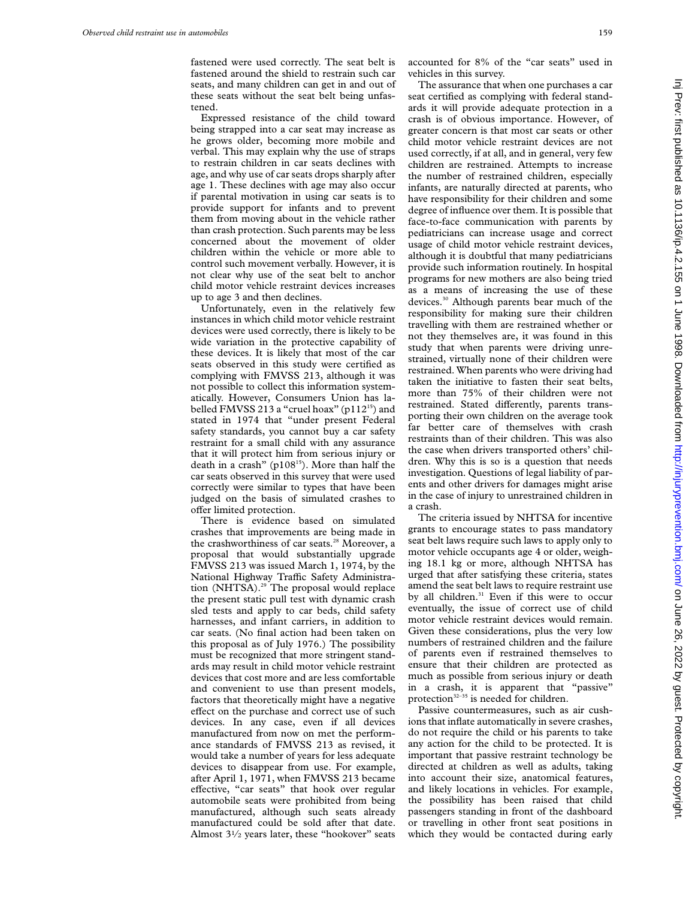fastened were used correctly. The seat belt is fastened around the shield to restrain such car seats, and many children can get in and out of these seats without the seat belt being unfastened.

Expressed resistance of the child toward being strapped into a car seat may increase as he grows older, becoming more mobile and verbal. This may explain why the use of straps to restrain children in car seats declines with age, and why use of car seats drops sharply after age 1. These declines with age may also occur if parental motivation in using car seats is to provide support for infants and to prevent them from moving about in the vehicle rather than crash protection. Such parents may be less concerned about the movement of older children within the vehicle or more able to control such movement verbally. However, it is not clear why use of the seat belt to anchor child motor vehicle restraint devices increases up to age 3 and then declines.

Unfortunately, even in the relatively few instances in which child motor vehicle restraint devices were used correctly, there is likely to be wide variation in the protective capability of these devices. It is likely that most of the car seats observed in this study were certified as complying with FMVSS 213, although it was not possible to collect this information systematically. However, Consumers Union has labelled FMVSS 213 a "cruel hoax" (p112[15]) and stated in 1974 that "under present Federal safety standards, you cannot buy a car safety restraint for a small child with any assurance that it will protect him from serious injury or death in a crash" (p108[15]). More than half the car seats observed in this survey that were used correctly were similar to types that have been judged on the basis of simulated crashes to offer limited protection.

There is evidence based on simulated crashes that improvements are being made in the crashworthiness of car seats.[28] Moreover, a proposal that would substantially upgrade FMVSS 213 was issued March 1, 1974, by the National Highway Traffic Safety Administration (NHTSA).[29] The proposal would replace the present static pull test with dynamic crash sled tests and apply to car beds, child safety harnesses, and infant carriers, in addition to car seats. (No final action had been taken on this proposal as of July 1976.) The possibility must be recognized that more stringent standards may result in child motor vehicle restraint devices that cost more and are less comfortable and convenient to use than present models, factors that theoretically might have a negative effect on the purchase and correct use of such devices. In any case, even if all devices manufactured from now on met the performance standards of FMVSS 213 as revised, it would take a number of years for less adequate devices to disappear from use. For example, after April 1, 1971, when FMVSS 213 became effective, "car seats" that hook over regular automobile seats were prohibited from being manufactured, although such seats already manufactured could be sold after that date. Almost 3½ years later, these "hookover" seats accounted for 8% of the "car seats" used in vehicles in this survey.

The assurance that when one purchases a car seat certified as complying with federal standards it will provide adequate protection in a crash is of obvious importance. However, of greater concern is that most car seats or other child motor vehicle restraint devices are not used correctly, if at all, and in general, very few children are restrained. Attempts to increase the number of restrained children, especially infants, are naturally directed at parents, who have responsibility for their children and some degree of influence over them. It is possible that face-to-face communication with parents by pediatricians can increase usage and correct usage of child motor vehicle restraint devices, although it is doubtful that many pediatricians provide such information routinely. In hospital programs for new mothers are also being tried as a means of increasing the use of these devices.[30] Although parents bear much of the responsibility for making sure their children travelling with them are restrained whether or not they themselves are, it was found in this study that when parents were driving unrestrained, virtually none of their children were restrained. When parents who were driving had taken the initiative to fasten their seat belts, more than 75% of their children were not restrained. Stated differently, parents transporting their own children on the average took far better care of themselves with crash restraints than of their children. This was also the case when drivers transported others' children. Why this is so is a question that needs investigation. Questions of legal liability of parents and other drivers for damages might arise in the case of injury to unrestrained children in a crash.

The criteria issued by NHTSA for incentive grants to encourage states to pass mandatory seat belt laws require such laws to apply only to motor vehicle occupants age 4 or older, weighing 18.1 kg or more, although NHTSA has urged that after satisfying these criteria, states amend the seat belt laws to require restraint use by all children.[31] Even if this were to occur eventually, the issue of correct use of child motor vehicle restraint devices would remain. Given these considerations, plus the very low numbers of restrained children and the failure of parents even if restrained themselves to ensure that their children are protected as much as possible from serious injury or death in a crash, it is apparent that "passive" protection[32–35] is needed for children.

Passive countermeasures, such as air cushions that inflate automatically in severe crashes, do not require the child or his parents to take any action for the child to be protected. It is important that passive restraint technology be directed at children as well as adults, taking into account their size, anatomical features, and likely locations in vehicles. For example, the possibility has been raised that child passengers standing in front of the dashboard or travelling in other front seat positions in which they would be contacted during early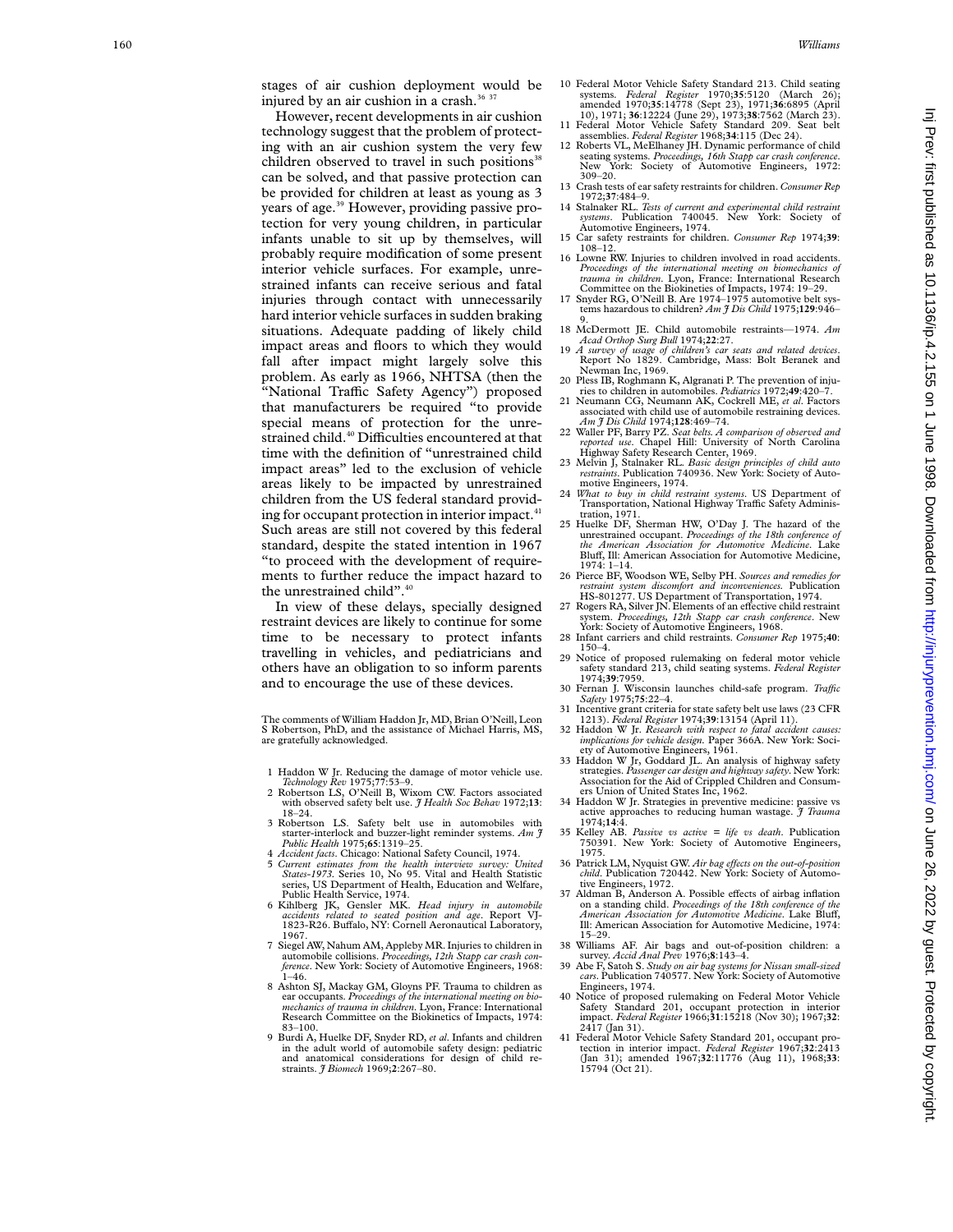stages of air cushion deployment would be injured by an air cushion in a crash.[36 37]

However, recent developments in air cushion technology suggest that the problem of protecting with an air cushion system the very few children observed to travel in such positions[38] can be solved, and that passive protection can be provided for children at least as young as 3 years of age.[39] However, providing passive protection for very young children, in particular infants unable to sit up by themselves, will probably require modification of some present interior vehicle surfaces. For example, unrestrained infants can receive serious and fatal injuries through contact with unnecessarily hard interior vehicle surfaces in sudden braking situations. Adequate padding of likely child impact areas and floors to which they would fall after impact might largely solve this problem. As early as 1966, NHTSA (then the "National Traffic Safety Agency") proposed that manufacturers be required "to provide special means of protection for the unrestrained child.[40] Difficulties encountered at that time with the definition of "unrestrained child impact areas" led to the exclusion of vehicle areas likely to be impacted by unrestrained children from the US federal standard providing for occupant protection in interior impact.[41] Such areas are still not covered by this federal standard, despite the stated intention in 1967 "to proceed with the development of requirements to further reduce the impact hazard to the unrestrained child".[40]

In view of these delays, specially designed restraint devices are likely to continue for some time to be necessary to protect infants travelling in vehicles, and pediatricians and others have an obligation to so inform parents and to encourage the use of these devices.

The comments of William Haddon Jr, MD, Brian O'Neill, Leon S Robertson, PhD, and the assistance of Michael Harris, MS, are gratefully acknowledged.

1 Haddon W Jr. Reducing the damage of motor vehicle use. *Technology Rev* 1975;**77**:53–9.
2 Robertson LS, O'Neill B, Wixom CW. Factors associated with observed safety belt use. *J Health Soc Behav* 1972;**13**: 18–24.
3 Robertson LS. Safety belt use in automobiles with starter-interlock and buzzer-light reminder systems. *Am J Public Health* 1975;**65**:1319–25.
4 *Accident facts*. Chicago: National Safety Council, 1974.
5 *Current estimates from the health interview survey: United States-1973*. Series 10, No 95. Vital and Health Statistic series, US Department of Health, Education and Welfare, Public Health Service, 1974.
6 Kihlberg JK, Gensler MK. *Head injury in automobile accidents related to seated position and age*. Report VJ-1823-R26. Buffalo, NY: Cornell Aeronautical Laboratory, 1967.
7 Siegel AW, Nahum AM, Appleby MR. Injuries to children in automobile collisions. *Proceedings, 12th Stapp car crash conference*. New York: Society of Automotive Engineers, 1968: 1–46.
8 Ashton SJ, Mackay GM, Gloyns PF. Trauma to children as ear occupants. *Proceedings of the international meeting on biomechanics of trauma in children*. Lyon, France: International Research Committee on the Biokinetics of Impacts, 1974: 83–100.
9 Burdi A, Huelke DF, Snyder RD, *et al*. Infants and children in the adult world of automobile safety design: pediatric and anatomical considerations for design of child restraints. *J Biomech* 1969;**2**:267–80.
10 Federal Motor Vehicle Safety Standard 213. Child seating systems. *Federal Register* 1970;**35**:5120 (March 26); amended 1970;**35**:14778 (Sept 23), 1971;**36**:6895 (April 10), 1971; **36**:12224 (June 29), 1973;**38**:7562 (March 23).
11 Federal Motor Vehicle Safety Standard 209. Seat belt assemblies. *Federal Register* 1968;**34**:115 (Dec 24).
12 Roberts VL, MeElhaney JH. Dynamic performance of child seating systems. *Proceedings, 16th Stapp car crash conference*. New York: Society of Automotive Engineers, 1972: 309–20.
13 Crash tests of ear safety restraints for children. *Consumer Rep* 1972;**37**:484–9.
14 Stalnaker RL. *Tests of current and experimental child restraint systems*. Publication 740045. New York: Society of Automotive Engineers, 1974.
15 Car safety restraints for children. *Consumer Rep* 1974;**39**: 108–12.
16 Lowne RW. Injuries to children involved in road accidents. *Proceedings of the international meeting on biomechanics of trauma in children*. Lyon, France: International Research Committee on the Biokineties of Impacts, 1974: 19–29.
17 Snyder RG, O'Neill B. Are 1974–1975 automotive belt systems hazardous to children? *Am J Dis Child* 1975;**129**:946–9.
18 McDermott JE. Child automobile restraints—1974. *Am Acad Orthop Surg Bull* 1974;**22**:27.
19 *A survey of usage of children's car seats and related devices*. Report No 1829. Cambridge, Mass: Bolt Beranek and Newman Inc, 1969.
20 Pless IB, Roghmann K, Algranati P. The prevention of injuries to children in automobiles. *Pediatrics* 1972;**49**:420–7.
21 Neumann CG, Neumann AK, Cockrell ME, *et al*. Factors associated with child use of automobile restraining devices. *Am J Dis Child* 1974;**128**:469–74.
22 Waller PF, Barry PZ. *Seat belts. A comparison of observed and reported use*. Chapel Hill: University of North Carolina Highway Safety Research Center, 1969.
23 Melvin J, Stalnaker RL. *Basic design principles of child auto restraints*. Publication 740936. New York: Society of Automotive Engineers, 1974.
24 *What to buy in child restraint systems*. US Department of Transportation, National Highway Traffic Safety Administration, 1971.
25 Huelke DF, Sherman HW, O'Day J. The hazard of the unrestrained occupant. *Proceedings of the 18th conference of the American Association for Automotive Medicine*. Lake Bluff, Ill: American Association for Automotive Medicine, 1974: 1–14.
26 Pierce BF, Woodson WE, Selby PH. *Sources and remedies for restraint system discomfort and inconveniences*. Publication HS-801277. US Department of Transportation, 1974.
27 Rogers RA, Silver JN. Elements of an effective child restraint system. *Proceedings, 12th Stapp car crash conference*. New York: Society of Automotive Engineers, 1968.
28 Infant carriers and child restraints. *Consumer Rep* 1975;**40**: 150–4.
29 Notice of proposed rulemaking on federal motor vehicle safety standard 213, child seating systems. *Federal Register* 1974;**39**:7959.
30 Fernan J. Wisconsin launches child-safe program. *Traffic Safety* 1975;**75**:22–4.
31 Incentive grant criteria for state safety belt use laws (23 CFR 1213). *Federal Register* 1974;**39**:13154 (April 11).
32 Haddon W Jr. *Research with respect to fatal accident causes: implications for vehicle design*. Paper 366A. New York: Society of Automotive Engineers, 1961.
33 Haddon W Jr, Goddard JL. An analysis of highway safety strategies. *Passenger car design and highway safety*. New York: Association for the Aid of Crippled Children and Consumers Union of United States Inc, 1962.
34 Haddon W Jr. Strategies in preventive medicine: passive vs active approaches to reducing human wastage. *J Trauma* 1974;**14**:4.
35 Kelley AB. *Passive vs active = life vs death*. Publication 750391. New York: Society of Automotive Engineers, 1975.
36 Patrick LM, Nyquist GW. *Air bag effects on the out-of-position child*. Publication 720442. New York: Society of Automotive Engineers, 1972.
37 Aldman B, Anderson A. Possible effects of airbag inflation on a standing child. *Proceedings of the 18th conference of the American Association for Automotive Medicine*. Lake Bluff, Ill: American Association for Automotive Medicine, 1974: 15–29.
38 Williams AF. Air bags and out-of-position children: a survey. *Accid Anal Prev* 1976;**8**:143–4.
39 Abe F, Satoh S. *Study on air bag systems for Nissan small-sized cars*. Publication 740577. New York: Society of Automotive Engineers, 1974.
40 Notice of proposed rulemaking on Federal Motor Vehicle Safety Standard 201, occupant protection in interior impact. *Federal Register* 1966;**31**:15218 (Nov 30); 1967;**32**: 2417 (Jan 31).
41 Federal Motor Vehicle Safety Standard 201, occupant protection in interior impact. *Federal Register* 1967;**32**:2413 (Jan 31); amended 1967;**32**:11776 (Aug 11), 1968;**33**: 15794 (Oct 21).